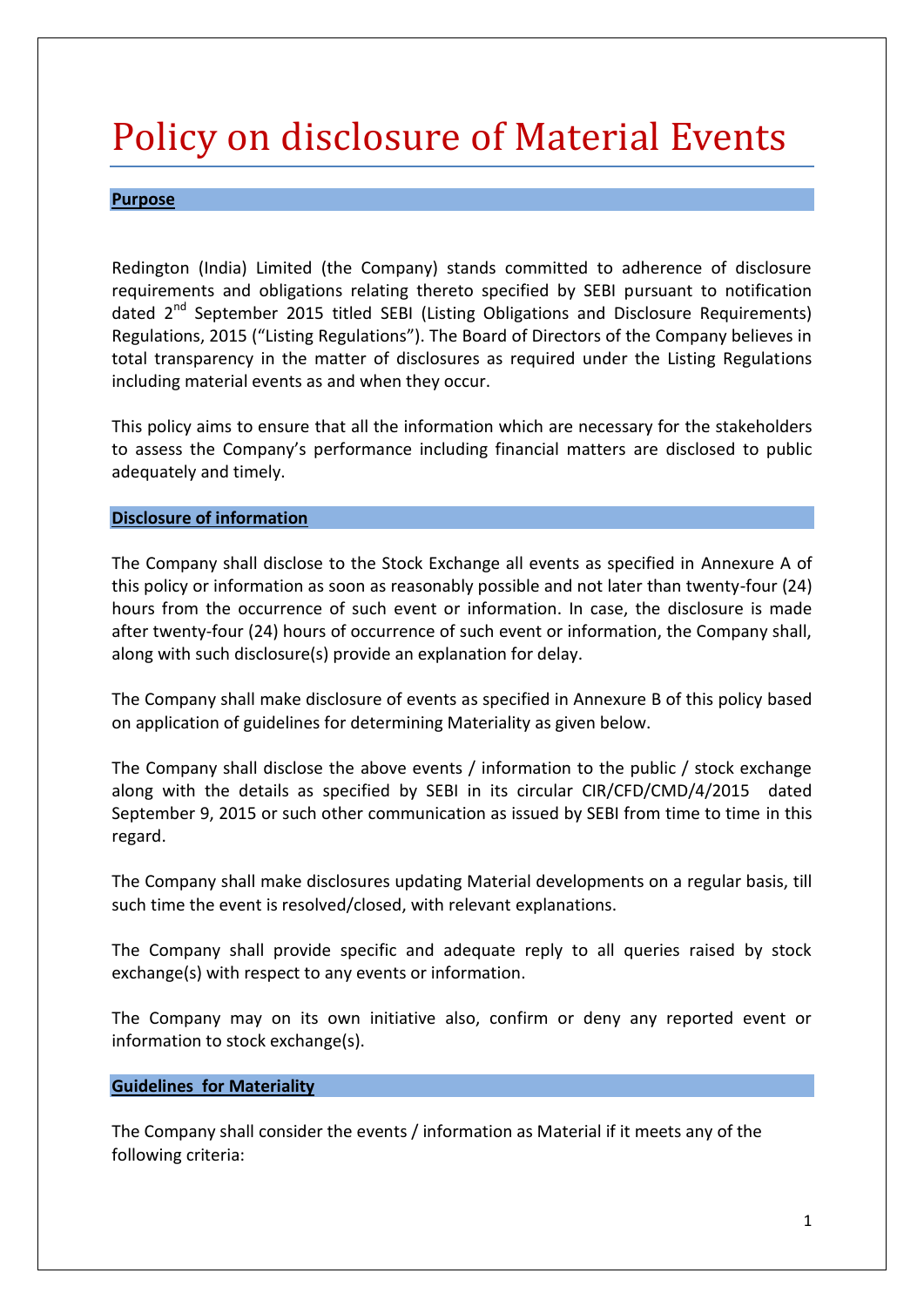# Policy on disclosure of Material Events

## Purpose

Redington (India) Limited (the Company) stands committed to adherence of disclosure requirements and obligations relating thereto specified by SEBI pursuant to notification dated 2nd September 2015 titled SEBI (Listing Obligations and Disclosure Requirements) Regulations, 2015 ("Listing Regulations"). The Board of Directors of the Company believes in total transparency in the matter of disclosures as required under the Listing Regulations including material events as and when they occur.

This policy aims to ensure that all the information which are necessary for the stakeholders to assess the Company's performance including financial matters are disclosed to public adequately and timely.

## Disclosure of information

The Company shall disclose to the Stock Exchange all events as specified in Annexure A of this policy or information as soon as reasonably possible and not later than twenty-four (24) hours from the occurrence of such event or information. In case, the disclosure is made after twenty-four (24) hours of occurrence of such event or information, the Company shall, along with such disclosure(s) provide an explanation for delay.

The Company shall make disclosure of events as specified in Annexure B of this policy based on application of guidelines for determining Materiality as given below.

The Company shall disclose the above events / information to the public / stock exchange along with the details as specified by SEBI in its circular CIR/CFD/CMD/4/2015 dated September 9, 2015 or such other communication as issued by SEBI from time to time in this regard.

The Company shall make disclosures updating Material developments on a regular basis, till such time the event is resolved/closed, with relevant explanations.

The Company shall provide specific and adequate reply to all queries raised by stock exchange(s) with respect to any events or information.

The Company may on its own initiative also, confirm or deny any reported event or information to stock exchange(s).

## Guidelines for Materiality

The Company shall consider the events / information as Material if it meets any of the following criteria: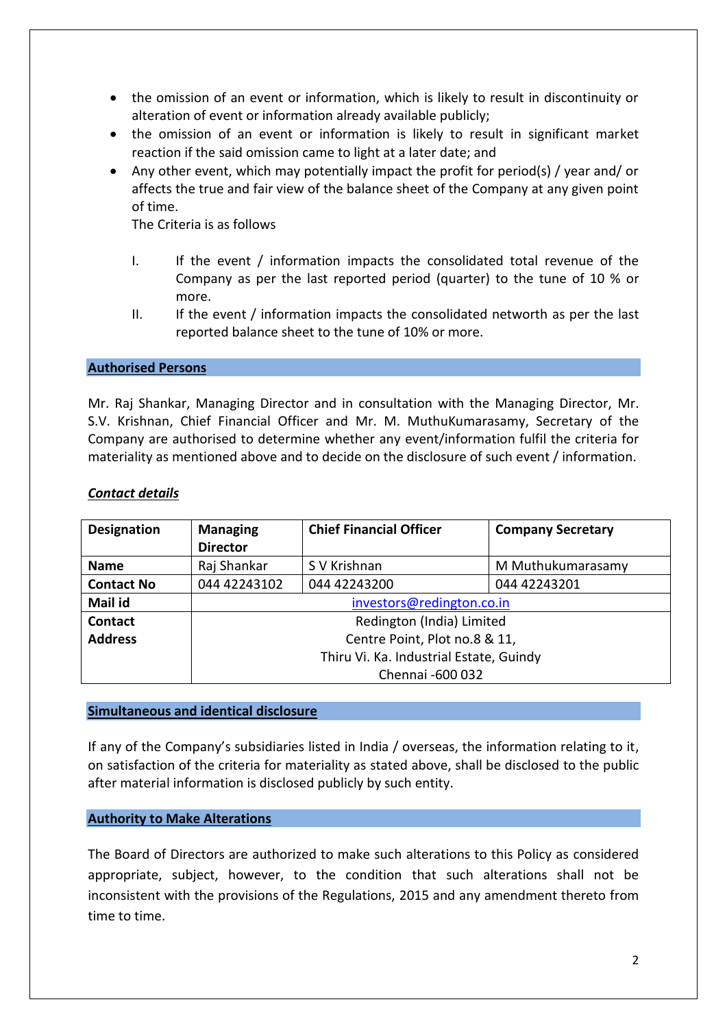- the omission of an event or information, which is likely to result in discontinuity or alteration of event or information already available publicly;
- the omission of an event or information is likely to result in significant market reaction if the said omission came to light at a later date; and
- Any other event, which may potentially impact the profit for period(s) / year and/ or affects the true and fair view of the balance sheet of the Company at any given point of time.

  The Criteria is as follows

  I. If the event / information impacts the consolidated total revenue of the Company as per the last reported period (quarter) to the tune of 10 % or more.

  II. If the event / information impacts the consolidated networth as per the last reported balance sheet to the tune of 10% or more.

## Authorised Persons

Mr. Raj Shankar, Managing Director and in consultation with the Managing Director, Mr. S.V. Krishnan, Chief Financial Officer and Mr. M. MuthuKumarasamy, Secretary of the Company are authorised to determine whether any event/information fulfil the criteria for materiality as mentioned above and to decide on the disclosure of such event / information.

***Contact details***

| **Designation** | **Managing Director** | **Chief Financial Officer** | **Company Secretary** |
|---|---|---|---|
| **Name** | Raj Shankar | S V Krishnan | M Muthukumarasamy |
| **Contact No** | 044 42243102 | 044 42243200 | 044 42243201 |
| **Mail id** | investors@redington.co.in | | |
| **Contact Address** | Redington (India) Limited<br>Centre Point, Plot no.8 & 11,<br>Thiru Vi. Ka. Industrial Estate, Guindy<br>Chennai -600 032 | | |

## Simultaneous and identical disclosure

If any of the Company's subsidiaries listed in India / overseas, the information relating to it, on satisfaction of the criteria for materiality as stated above, shall be disclosed to the public after material information is disclosed publicly by such entity.

## Authority to Make Alterations

The Board of Directors are authorized to make such alterations to this Policy as considered appropriate, subject, however, to the condition that such alterations shall not be inconsistent with the provisions of the Regulations, 2015 and any amendment thereto from time to time.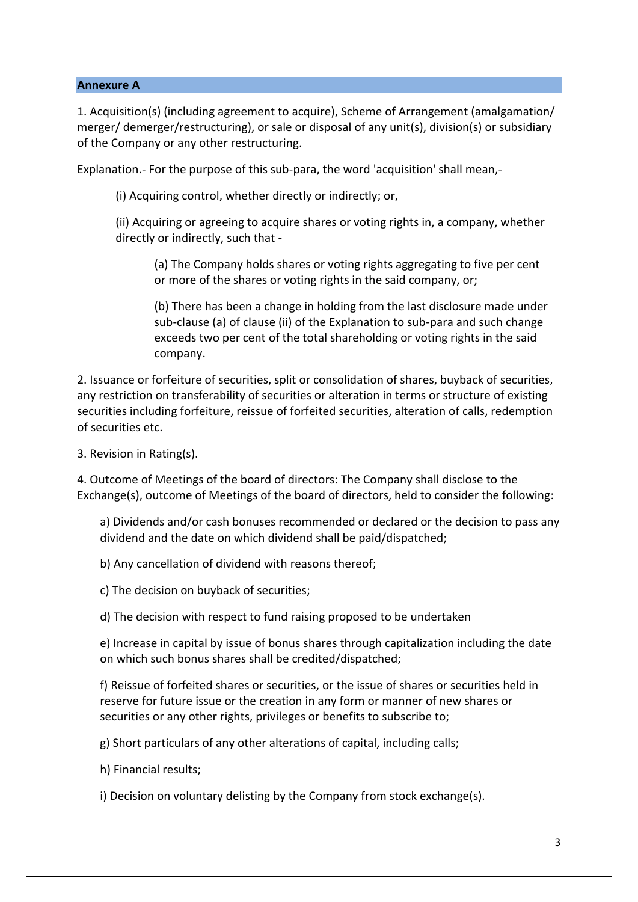## Annexure A

1. Acquisition(s) (including agreement to acquire), Scheme of Arrangement (amalgamation/ merger/ demerger/restructuring), or sale or disposal of any unit(s), division(s) or subsidiary of the Company or any other restructuring.

Explanation.- For the purpose of this sub-para, the word 'acquisition' shall mean,-

(i) Acquiring control, whether directly or indirectly; or,

(ii) Acquiring or agreeing to acquire shares or voting rights in, a company, whether directly or indirectly, such that -

(a) The Company holds shares or voting rights aggregating to five per cent or more of the shares or voting rights in the said company, or;

(b) There has been a change in holding from the last disclosure made under sub-clause (a) of clause (ii) of the Explanation to sub-para and such change exceeds two per cent of the total shareholding or voting rights in the said company.

2. Issuance or forfeiture of securities, split or consolidation of shares, buyback of securities, any restriction on transferability of securities or alteration in terms or structure of existing securities including forfeiture, reissue of forfeited securities, alteration of calls, redemption of securities etc.

3. Revision in Rating(s).

4. Outcome of Meetings of the board of directors: The Company shall disclose to the Exchange(s), outcome of Meetings of the board of directors, held to consider the following:

a) Dividends and/or cash bonuses recommended or declared or the decision to pass any dividend and the date on which dividend shall be paid/dispatched;

b) Any cancellation of dividend with reasons thereof;

c) The decision on buyback of securities;

d) The decision with respect to fund raising proposed to be undertaken

e) Increase in capital by issue of bonus shares through capitalization including the date on which such bonus shares shall be credited/dispatched;

f) Reissue of forfeited shares or securities, or the issue of shares or securities held in reserve for future issue or the creation in any form or manner of new shares or securities or any other rights, privileges or benefits to subscribe to;

g) Short particulars of any other alterations of capital, including calls;

h) Financial results;

i) Decision on voluntary delisting by the Company from stock exchange(s).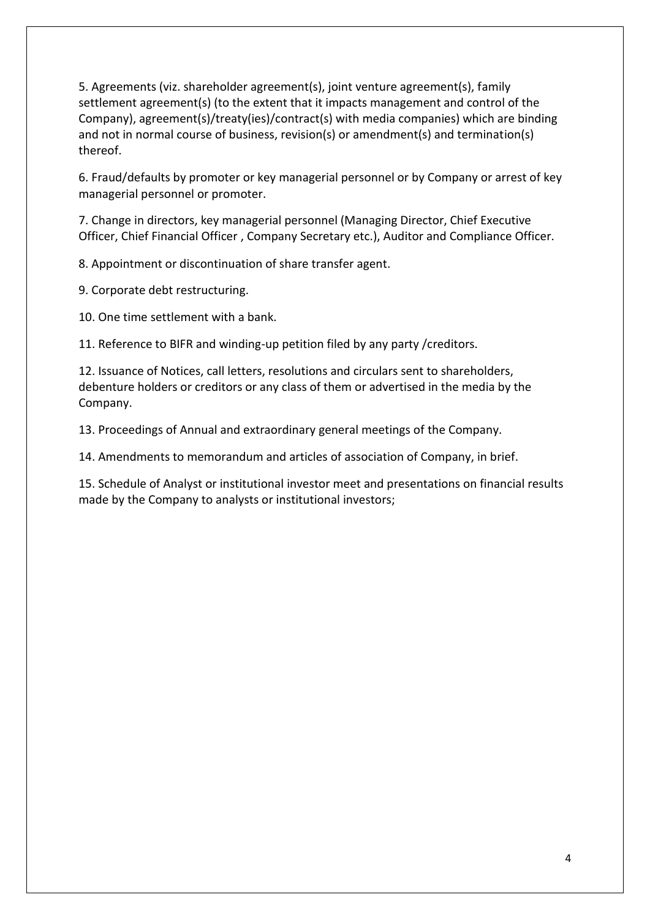5. Agreements (viz. shareholder agreement(s), joint venture agreement(s), family settlement agreement(s) (to the extent that it impacts management and control of the Company), agreement(s)/treaty(ies)/contract(s) with media companies) which are binding and not in normal course of business, revision(s) or amendment(s) and termination(s) thereof.

6. Fraud/defaults by promoter or key managerial personnel or by Company or arrest of key managerial personnel or promoter.

7. Change in directors, key managerial personnel (Managing Director, Chief Executive Officer, Chief Financial Officer , Company Secretary etc.), Auditor and Compliance Officer.

8. Appointment or discontinuation of share transfer agent.

9. Corporate debt restructuring.

10. One time settlement with a bank.

11. Reference to BIFR and winding-up petition filed by any party /creditors.

12. Issuance of Notices, call letters, resolutions and circulars sent to shareholders, debenture holders or creditors or any class of them or advertised in the media by the Company.

13. Proceedings of Annual and extraordinary general meetings of the Company.

14. Amendments to memorandum and articles of association of Company, in brief.

15. Schedule of Analyst or institutional investor meet and presentations on financial results made by the Company to analysts or institutional investors;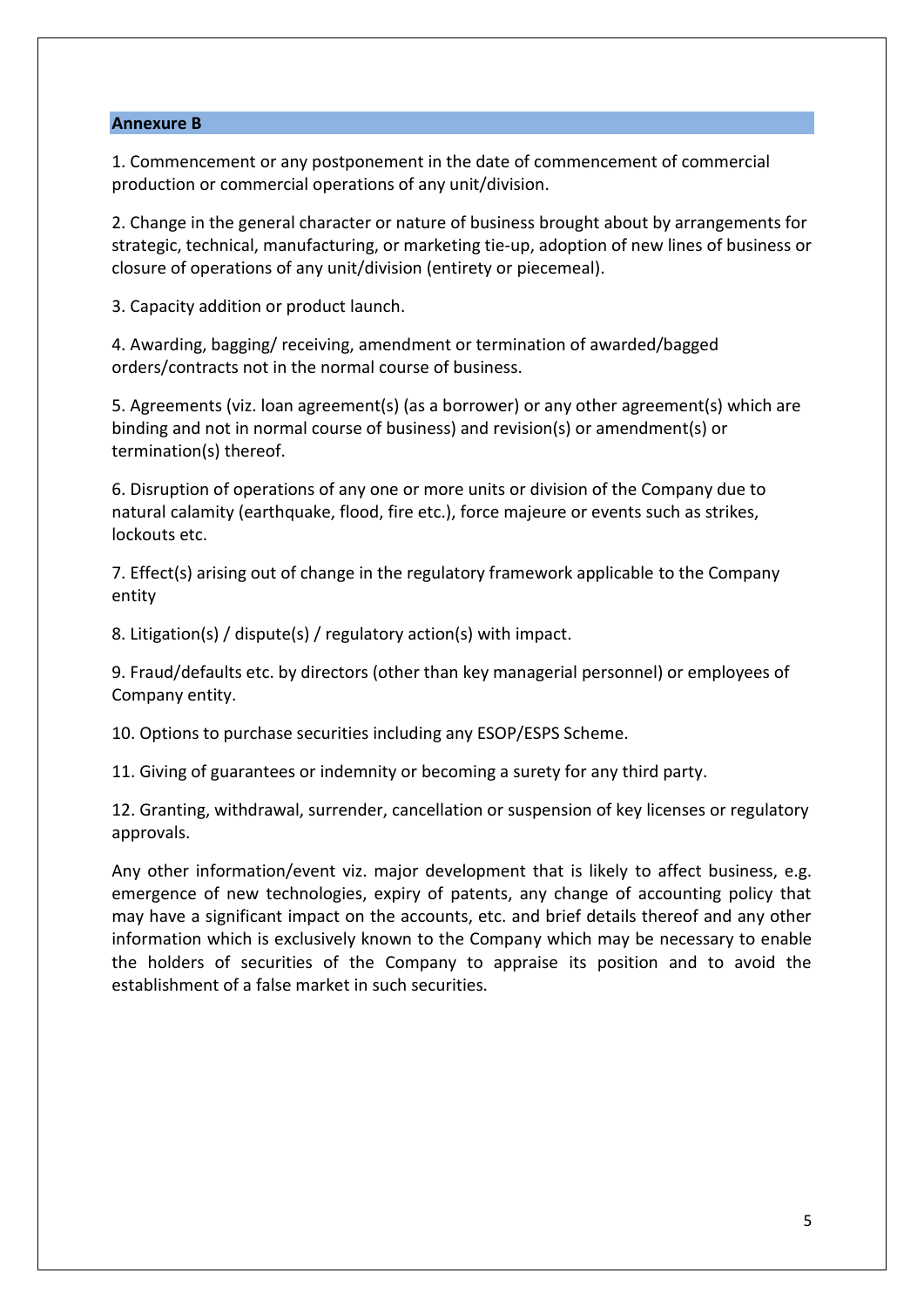## Annexure B

1. Commencement or any postponement in the date of commencement of commercial production or commercial operations of any unit/division.

2. Change in the general character or nature of business brought about by arrangements for strategic, technical, manufacturing, or marketing tie-up, adoption of new lines of business or closure of operations of any unit/division (entirety or piecemeal).

3. Capacity addition or product launch.

4. Awarding, bagging/ receiving, amendment or termination of awarded/bagged orders/contracts not in the normal course of business.

5. Agreements (viz. loan agreement(s) (as a borrower) or any other agreement(s) which are binding and not in normal course of business) and revision(s) or amendment(s) or termination(s) thereof.

6. Disruption of operations of any one or more units or division of the Company due to natural calamity (earthquake, flood, fire etc.), force majeure or events such as strikes, lockouts etc.

7. Effect(s) arising out of change in the regulatory framework applicable to the Company entity

8. Litigation(s) / dispute(s) / regulatory action(s) with impact.

9. Fraud/defaults etc. by directors (other than key managerial personnel) or employees of Company entity.

10. Options to purchase securities including any ESOP/ESPS Scheme.

11. Giving of guarantees or indemnity or becoming a surety for any third party.

12. Granting, withdrawal, surrender, cancellation or suspension of key licenses or regulatory approvals.

Any other information/event viz. major development that is likely to affect business, e.g. emergence of new technologies, expiry of patents, any change of accounting policy that may have a significant impact on the accounts, etc. and brief details thereof and any other information which is exclusively known to the Company which may be necessary to enable the holders of securities of the Company to appraise its position and to avoid the establishment of a false market in such securities.